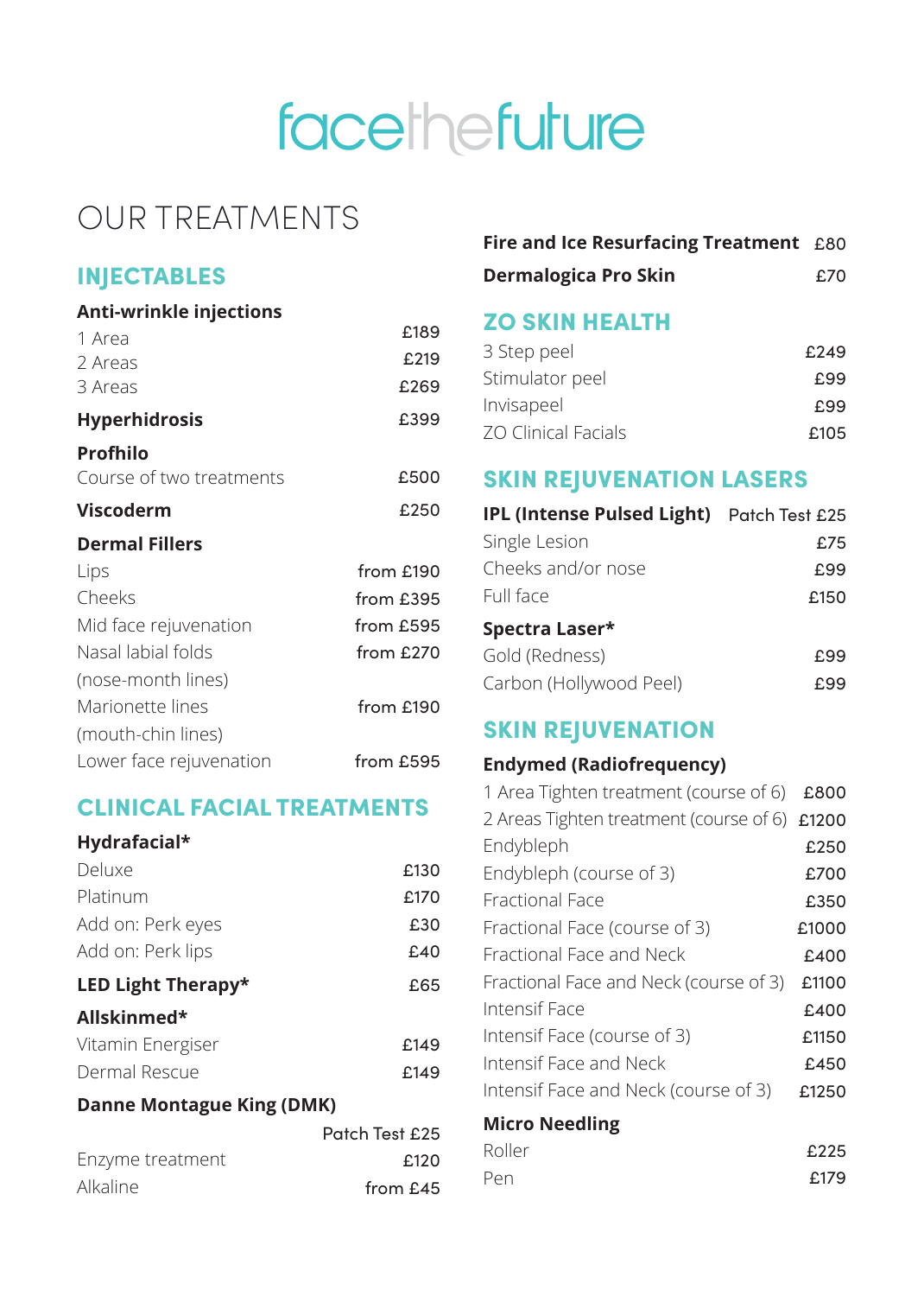# facethefuture

## OUR TREATMENTS

### INJECTABLES

**Anti-wrinkle injections**

| Treatment | Price |
|---|---|
| 1 Area | £189 |
| 2 Areas | £219 |
| 3 Areas | £269 |

**Hyperhidrosis** £399

**Profhilo**

| Treatment | Price |
|---|---|
| Course of two treatments | £500 |

**Viscoderm** £250

**Dermal Fillers**

| Treatment | Price |
|---|---|
| Lips | from £190 |
| Cheeks | from £395 |
| Mid face rejuvenation | from £595 |
| Nasal labial folds (nose-month lines) | from £270 |
| Marionette lines (mouth-chin lines) | from £190 |
| Lower face rejuvenation | from £595 |

### CLINICAL FACIAL TREATMENTS

**Hydrafacial***

| Treatment | Price |
|---|---|
| Deluxe | £130 |
| Platinum | £170 |
| Add on: Perk eyes | £30 |
| Add on: Perk lips | £40 |

**LED Light Therapy*** £65

**Allskinmed***

| Treatment | Price |
|---|---|
| Vitamin Energiser | £149 |
| Dermal Rescue | £149 |

**Danne Montague King (DMK)**

Patch Test £25

| Treatment | Price |
|---|---|
| Enzyme treatment | £120 |
| Alkaline | from £45 |

**Fire and Ice Resurfacing Treatment** £80

**Dermalogica Pro Skin** £70

### ZO SKIN HEALTH

| Treatment | Price |
|---|---|
| 3 Step peel | £249 |
| Stimulator peel | £99 |
| Invisapeel | £99 |
| ZO Clinical Facials | £105 |

### SKIN REJUVENATION LASERS

**IPL (Intense Pulsed Light)** Patch Test £25

| Treatment | Price |
|---|---|
| Single Lesion | £75 |
| Cheeks and/or nose | £99 |
| Full face | £150 |

**Spectra Laser***

| Treatment | Price |
|---|---|
| Gold (Redness) | £99 |
| Carbon (Hollywood Peel) | £99 |

### SKIN REJUVENATION

**Endymed (Radiofrequency)**

| Treatment | Price |
|---|---|
| 1 Area Tighten treatment (course of 6) | £800 |
| 2 Areas Tighten treatment (course of 6) | £1200 |
| Endybleph | £250 |
| Endybleph (course of 3) | £700 |
| Fractional Face | £350 |
| Fractional Face (course of 3) | £1000 |
| Fractional Face and Neck | £400 |
| Fractional Face and Neck (course of 3) | £1100 |
| Intensif Face | £400 |
| Intensif Face (course of 3) | £1150 |
| Intensif Face and Neck | £450 |
| Intensif Face and Neck (course of 3) | £1250 |

**Micro Needling**

| Treatment | Price |
|---|---|
| Roller | £225 |
| Pen | £179 |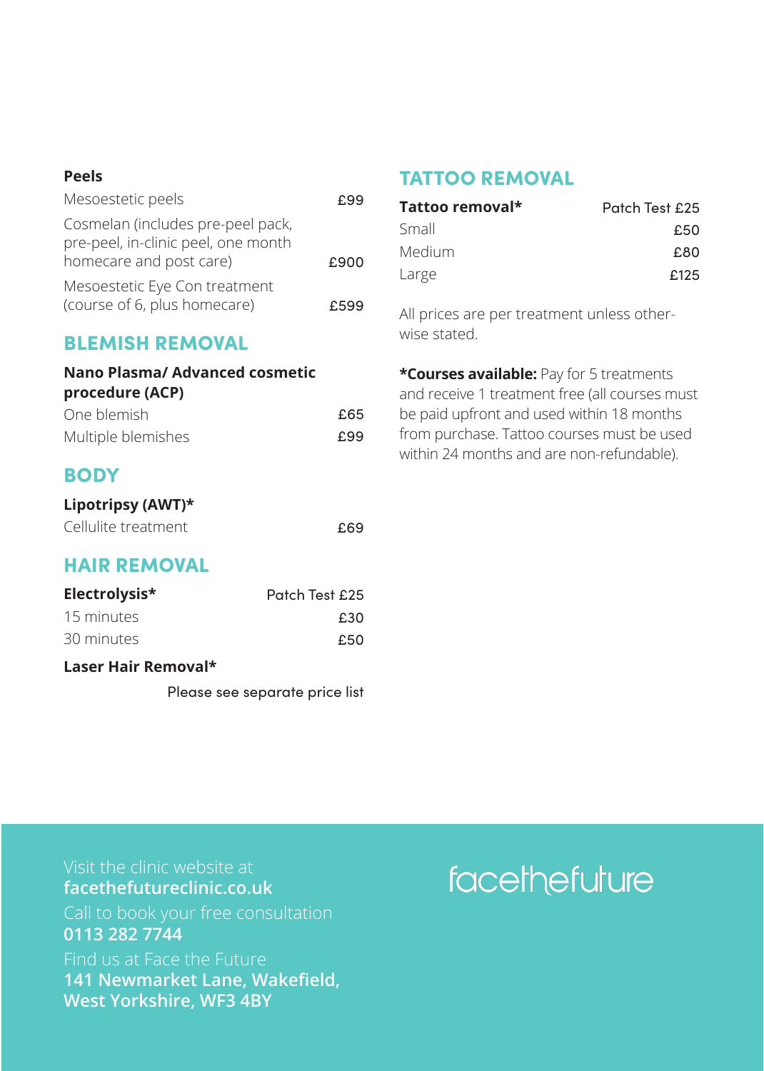### Peels

| | |
|---|---|
| Mesoestetic peels | £99 |
| Cosmelan (includes pre-peel pack, pre-peel, in-clinic peel, one month homecare and post care) | £900 |
| Mesoestetic Eye Con treatment (course of 6, plus homecare) | £599 |

## BLEMISH REMOVAL

**Nano Plasma/ Advanced cosmetic procedure (ACP)**

| | |
|---|---|
| One blemish | £65 |
| Multiple blemishes | £99 |

## BODY

**Lipotripsy (AWT)***

| | |
|---|---|
| Cellulite treatment | £69 |

## HAIR REMOVAL

| **Electrolysis*** | Patch Test £25 |
|---|---|
| 15 minutes | £30 |
| 30 minutes | £50 |

**Laser Hair Removal***

Please see separate price list

## TATTOO REMOVAL

| **Tattoo removal*** | Patch Test £25 |
|---|---|
| Small | £50 |
| Medium | £80 |
| Large | £125 |

All prices are per treatment unless otherwise stated.

***Courses available:** Pay for 5 treatments and receive 1 treatment free (all courses must be paid upfront and used within 18 months from purchase. Tattoo courses must be used within 24 months and are non-refundable).

Visit the clinic website at
**facethefutureclinic.co.uk**

Call to book your free consultation
**0113 282 7744**

Find us at Face the Future
**141 Newmarket Lane, Wakefield, West Yorkshire, WF3 4BY**

facethefuture